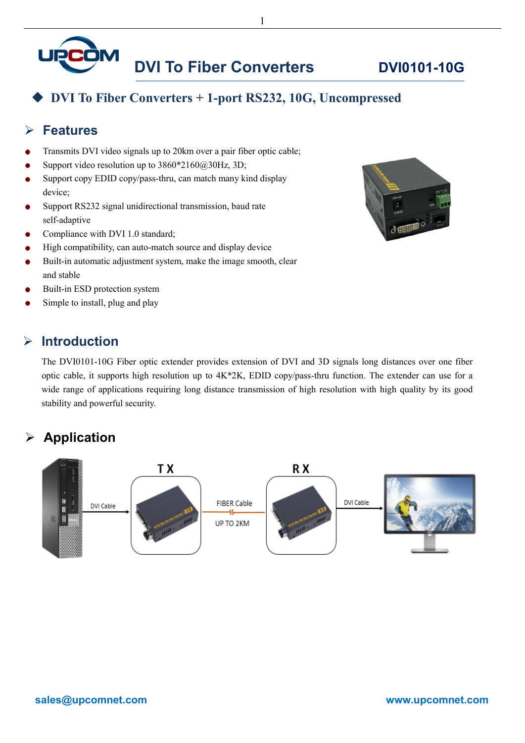# DVI To Fiber Converters DVI0101-10G

## DVI To Fiber Converters + 1-port RS232, 10G, Uncompressed

## Features

- Transmits DVI video signals up to 20km over a pair fiber optic cable;
- Support video resolution up to 3860*2160@30Hz, 3D;
- Support copy EDID copy/pass-thru, can match many kind display device;
- Support RS232 signal unidirectional transmission, baud rate self-adaptive
- Compliance with DVI 1.0 standard;
- High compatibility, can auto-match source and display device
- Built-in automatic adjustment system, make the image smooth, clear and stable
- Built-in ESD protection system
- Simple to install, plug and play

## Introduction

The DVI0101-10G Fiber optic extender provides extension of DVI and 3D signals long distances over one fiber optic cable, it supports high resolution up to 4K*2K, EDID copy/pass-thru function. The extender can use for a wide range of applications requiring long distance transmission of high resolution with high quality by its good stability and powerful security.

## Application

TX — RX

DVI Cable — FIBER Cable UP TO 2KM — DVI Cable

sales@upcomnet.com www.upcomnet.com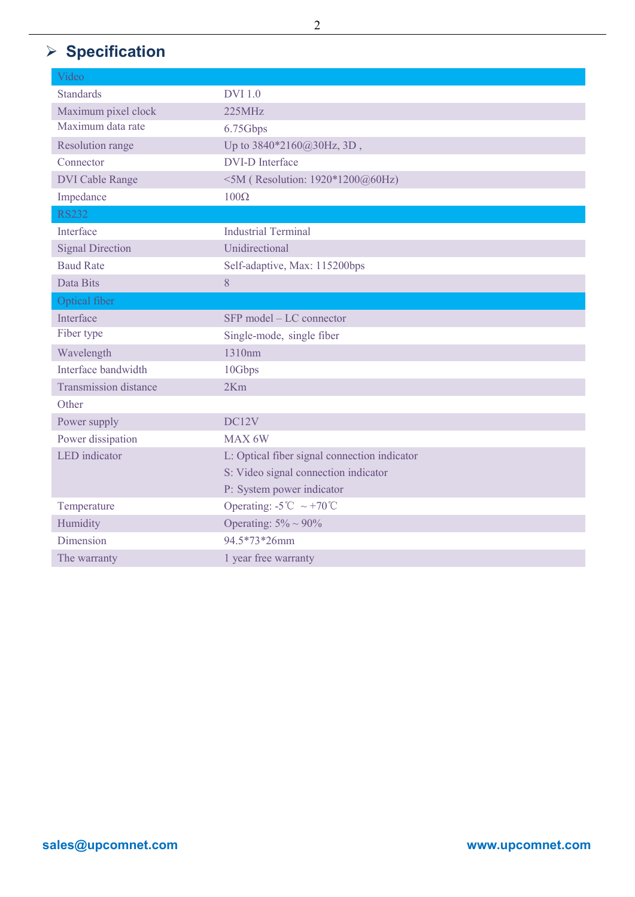## Specification

| Video | |
|---|---|
| Standards | DVI 1.0 |
| Maximum pixel clock | 225MHz |
| Maximum data rate | 6.75Gbps |
| Resolution range | Up to 3840*2160@30Hz, 3D , |
| Connector | DVI-D Interface |
| DVI Cable Range | <5M ( Resolution: 1920*1200@60Hz) |
| Impedance | 100Ω |
| **RS232** | |
| Interface | Industrial Terminal |
| Signal Direction | Unidirectional |
| Baud Rate | Self-adaptive, Max: 115200bps |
| Data Bits | 8 |
| **Optical fiber** | |
| Interface | SFP model – LC connector |
| Fiber type | Single-mode, single fiber |
| Wavelength | 1310nm |
| Interface bandwidth | 10Gbps |
| Transmission distance | 2Km |
| Other | |
| Power supply | DC12V |
| Power dissipation | MAX 6W |
| LED indicator | L: Optical fiber signal connection indicator<br>S: Video signal connection indicator<br>P: System power indicator |
| Temperature | Operating: -5℃ ～+70℃ |
| Humidity | Operating: 5% ~ 90% |
| Dimension | 94.5*73*26mm |
| The warranty | 1 year free warranty |

sales@upcomnet.com www.upcomnet.com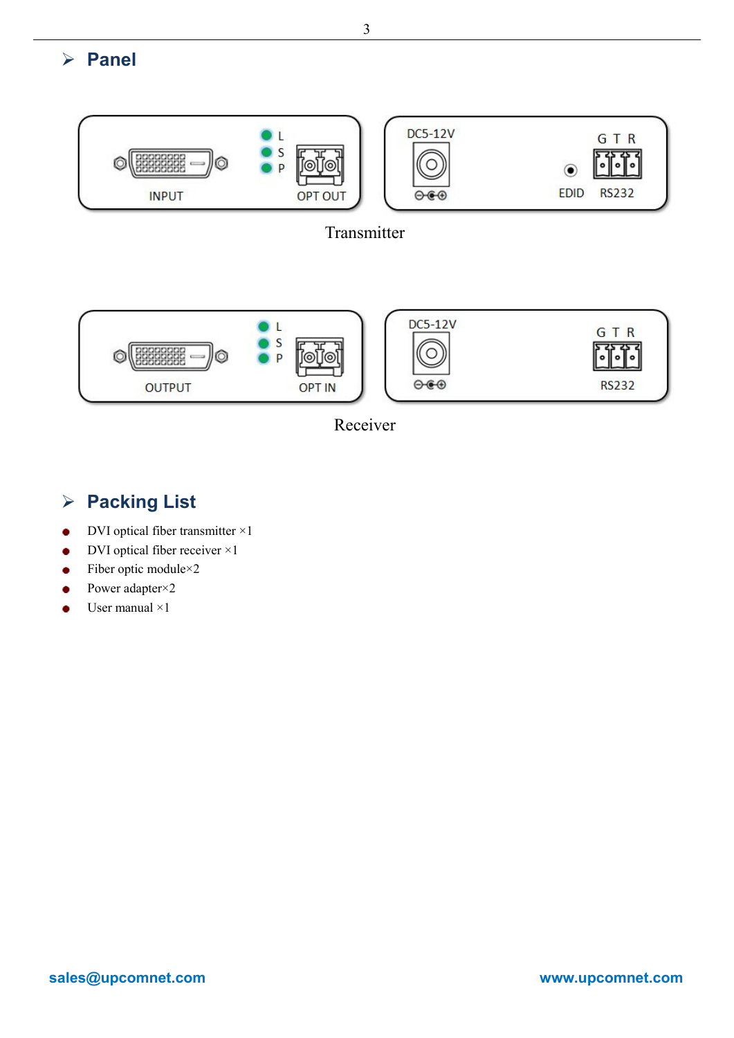## Panel

INPUT

L
S
P

OPT OUT

DC5-12V

G T R

EDID

RS232

Transmitter

OUTPUT

L
S
P

OPT IN

DC5-12V

G T R

RS232

Receiver

## Packing List

- DVI optical fiber transmitter ×1
- DVI optical fiber receiver ×1
- Fiber optic module×2
- Power adapter×2
- User manual ×1

sales@upcomnet.com

www.upcomnet.com